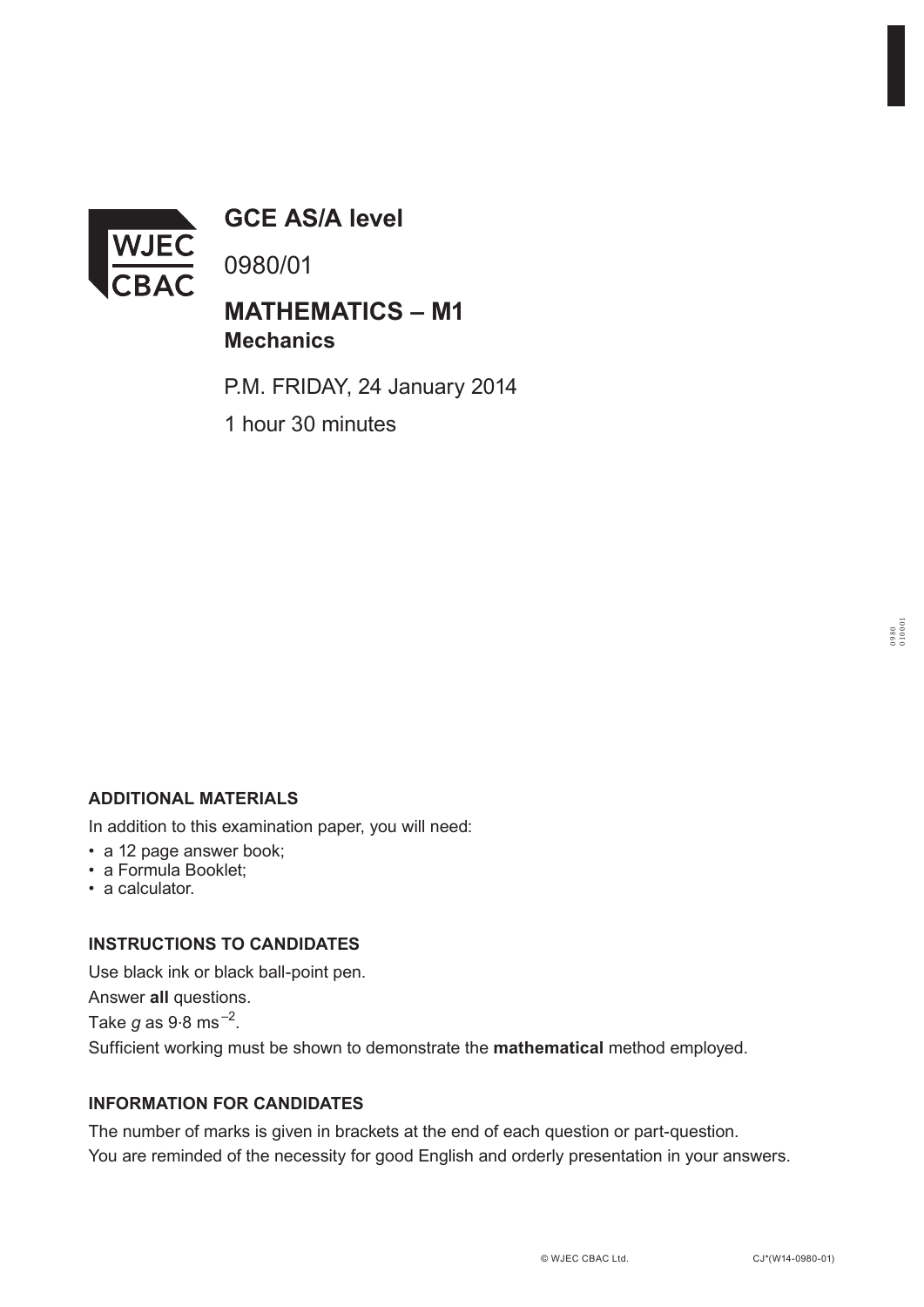WJEC CBAC

# GCE AS/A level

0980/01

## MATHEMATICS – M1
**Mechanics**

P.M. FRIDAY, 24 January 2014

1 hour 30 minutes

### ADDITIONAL MATERIALS

In addition to this examination paper, you will need:

- a 12 page answer book;
- a Formula Booklet;
- a calculator.

### INSTRUCTIONS TO CANDIDATES

Use black ink or black ball-point pen.

Answer **all** questions.

Take $g$ as $9{\cdot}8\ \text{ms}^{-2}$.

Sufficient working must be shown to demonstrate the **mathematical** method employed.

### INFORMATION FOR CANDIDATES

The number of marks is given in brackets at the end of each question or part-question.

You are reminded of the necessity for good English and orderly presentation in your answers.

© WJEC CBAC Ltd. CJ*(W14-0980-01)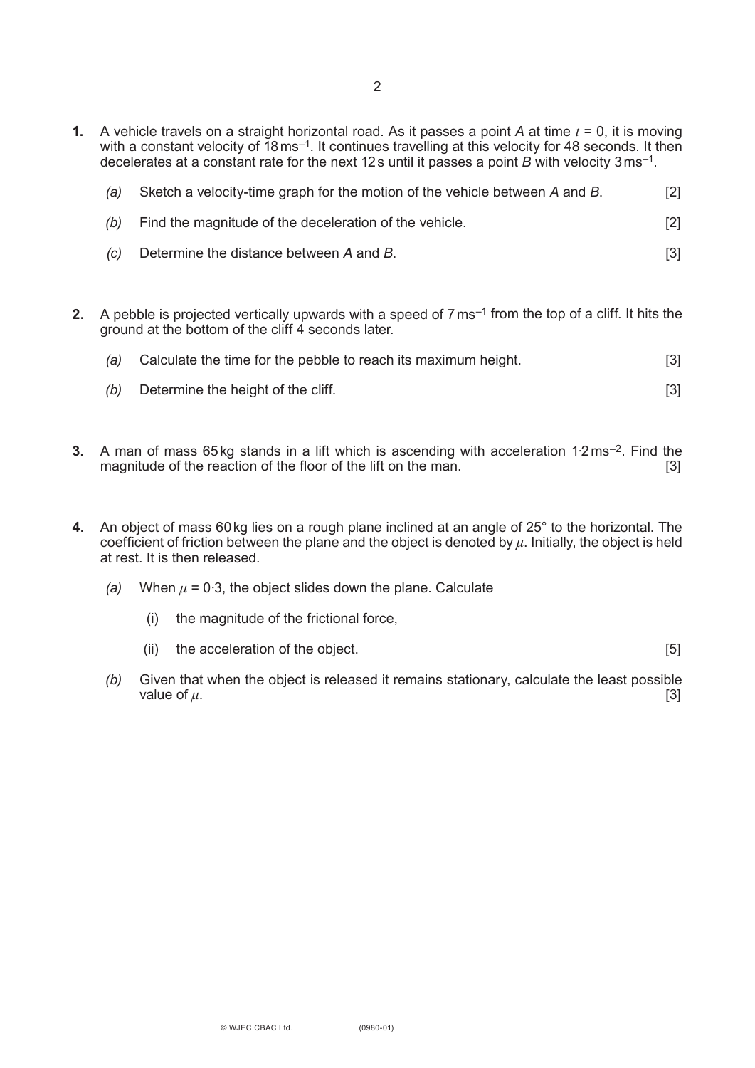**1.** A vehicle travels on a straight horizontal road. As it passes a point $A$ at time $t = 0$, it is moving with a constant velocity of $18\,\text{ms}^{-1}$. It continues travelling at this velocity for 48 seconds. It then decelerates at a constant rate for the next 12 s until it passes a point $B$ with velocity $3\,\text{ms}^{-1}$.

*(a)* Sketch a velocity-time graph for the motion of the vehicle between $A$ and $B$. [2]

*(b)* Find the magnitude of the deceleration of the vehicle. [2]

*(c)* Determine the distance between $A$ and $B$. [3]

**2.** A pebble is projected vertically upwards with a speed of $7\,\text{ms}^{-1}$ from the top of a cliff. It hits the ground at the bottom of the cliff 4 seconds later.

*(a)* Calculate the time for the pebble to reach its maximum height. [3]

*(b)* Determine the height of the cliff. [3]

**3.** A man of mass 65 kg stands in a lift which is ascending with acceleration $1{\cdot}2\,\text{ms}^{-2}$. Find the magnitude of the reaction of the floor of the lift on the man. [3]

**4.** An object of mass 60 kg lies on a rough plane inclined at an angle of 25° to the horizontal. The coefficient of friction between the plane and the object is denoted by $\mu$. Initially, the object is held at rest. It is then released.

*(a)* When $\mu = 0{\cdot}3$, the object slides down the plane. Calculate

(i) the magnitude of the frictional force,

(ii) the acceleration of the object. [5]

*(b)* Given that when the object is released it remains stationary, calculate the least possible value of $\mu$. [3]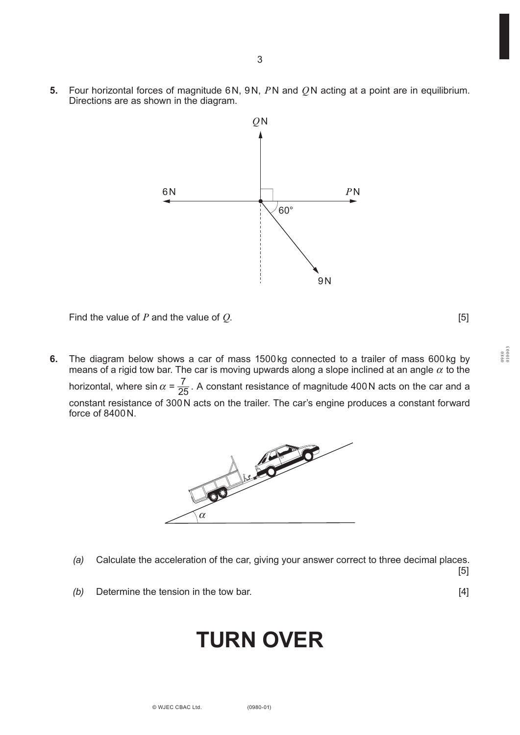**5.** Four horizontal forces of magnitude 6 N, 9 N, $P$ N and $Q$ N acting at a point are in equilibrium. Directions are as shown in the diagram.

Find the value of $P$ and the value of $Q$. [5]

**6.** The diagram below shows a car of mass 1500 kg connected to a trailer of mass 600 kg by means of a rigid tow bar. The car is moving upwards along a slope inclined at an angle $\alpha$ to the horizontal, where $\sin\alpha = \frac{7}{25}$. A constant resistance of magnitude 400 N acts on the car and a constant resistance of 300 N acts on the trailer. The car's engine produces a constant forward force of 8400 N.

*(a)* Calculate the acceleration of the car, giving your answer correct to three decimal places. [5]

*(b)* Determine the tension in the tow bar. [4]

**TURN OVER**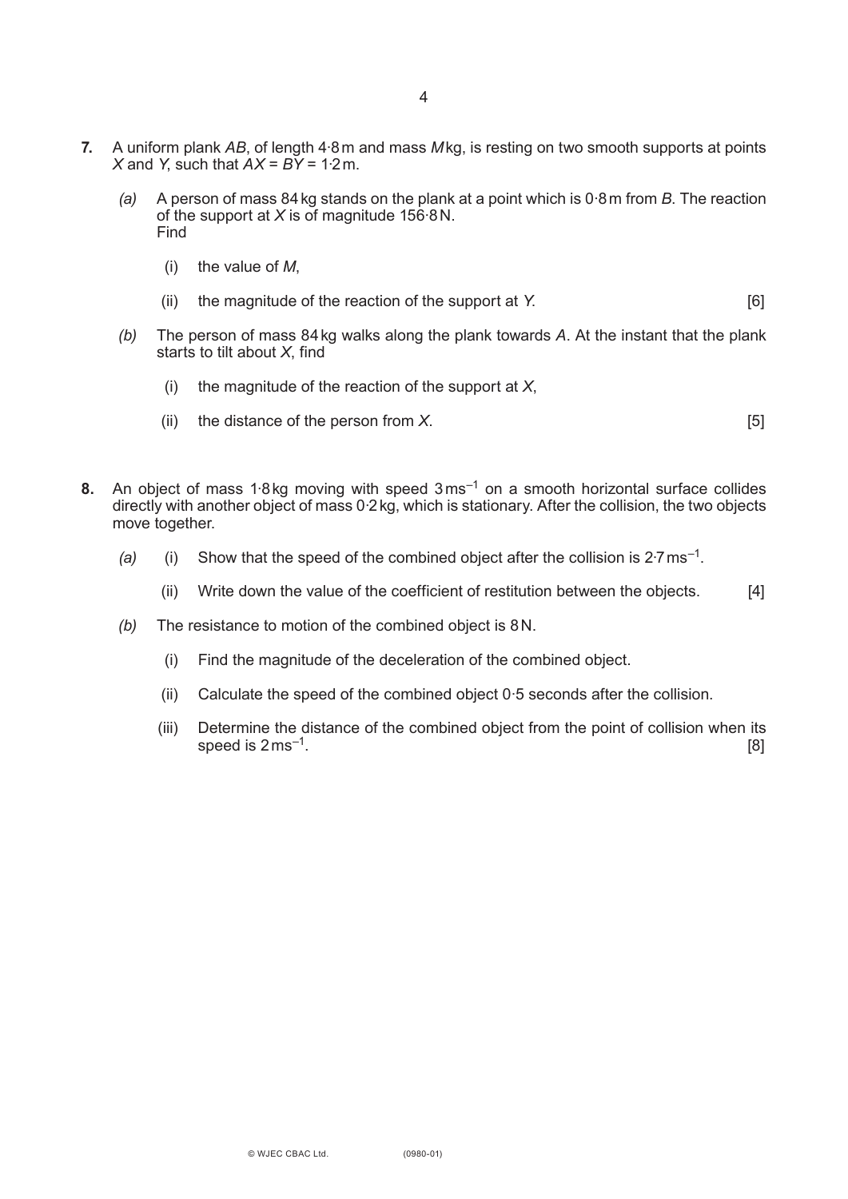**7.** A uniform plank $AB$, of length 4·8 m and mass $M$ kg, is resting on two smooth supports at points $X$ and $Y$, such that $AX = BY = 1{\cdot}2$ m.

*(a)* A person of mass 84 kg stands on the plank at a point which is 0·8 m from $B$. The reaction of the support at $X$ is of magnitude 156·8 N.
Find

(i) the value of $M$,

(ii) the magnitude of the reaction of the support at $Y$. [6]

*(b)* The person of mass 84 kg walks along the plank towards $A$. At the instant that the plank starts to tilt about $X$, find

(i) the magnitude of the reaction of the support at $X$,

(ii) the distance of the person from $X$. [5]

**8.** An object of mass 1·8 kg moving with speed 3 $\text{ms}^{-1}$ on a smooth horizontal surface collides directly with another object of mass 0·2 kg, which is stationary. After the collision, the two objects move together.

*(a)* (i) Show that the speed of the combined object after the collision is 2·7 $\text{ms}^{-1}$.

(ii) Write down the value of the coefficient of restitution between the objects. [4]

*(b)* The resistance to motion of the combined object is 8 N.

(i) Find the magnitude of the deceleration of the combined object.

(ii) Calculate the speed of the combined object 0·5 seconds after the collision.

(iii) Determine the distance of the combined object from the point of collision when its speed is 2 $\text{ms}^{-1}$. [8]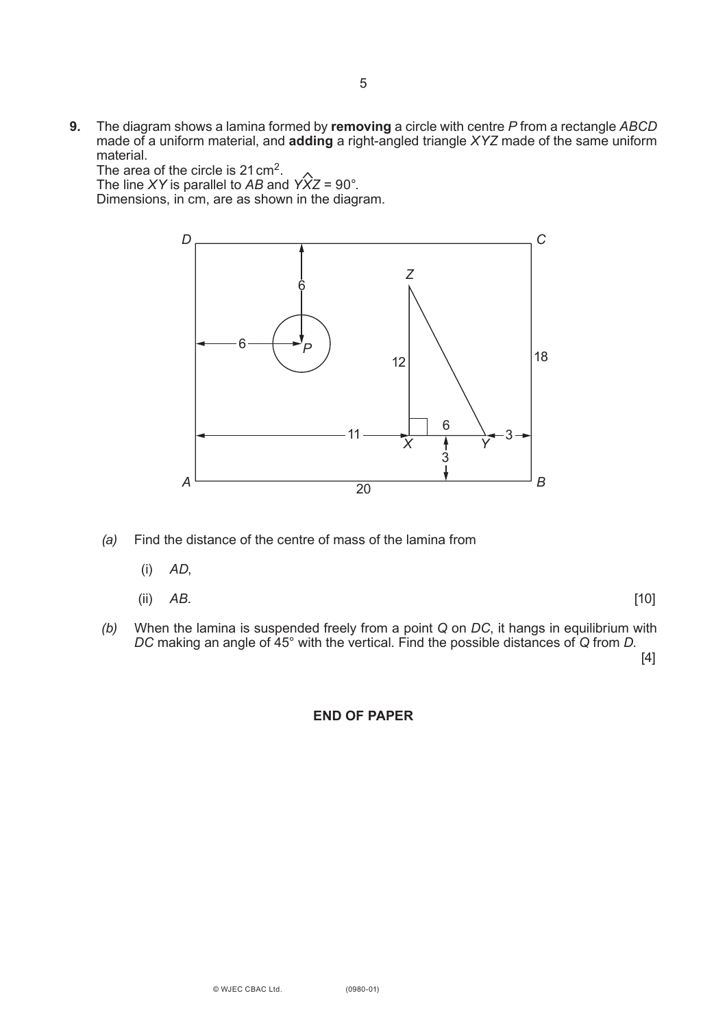**9.** The diagram shows a lamina formed by **removing** a circle with centre $P$ from a rectangle $ABCD$ made of a uniform material, and **adding** a right-angled triangle $XYZ$ made of the same uniform material.
The area of the circle is $21\,\text{cm}^2$.
The line $XY$ is parallel to $AB$ and $Y\hat{X}Z = 90°$.
Dimensions, in cm, are as shown in the diagram.

*(a)* Find the distance of the centre of mass of the lamina from

(i) $AD$,

(ii) $AB$. [10]

*(b)* When the lamina is suspended freely from a point $Q$ on $DC$, it hangs in equilibrium with $DC$ making an angle of 45° with the vertical. Find the possible distances of $Q$ from $D$. [4]

**END OF PAPER**